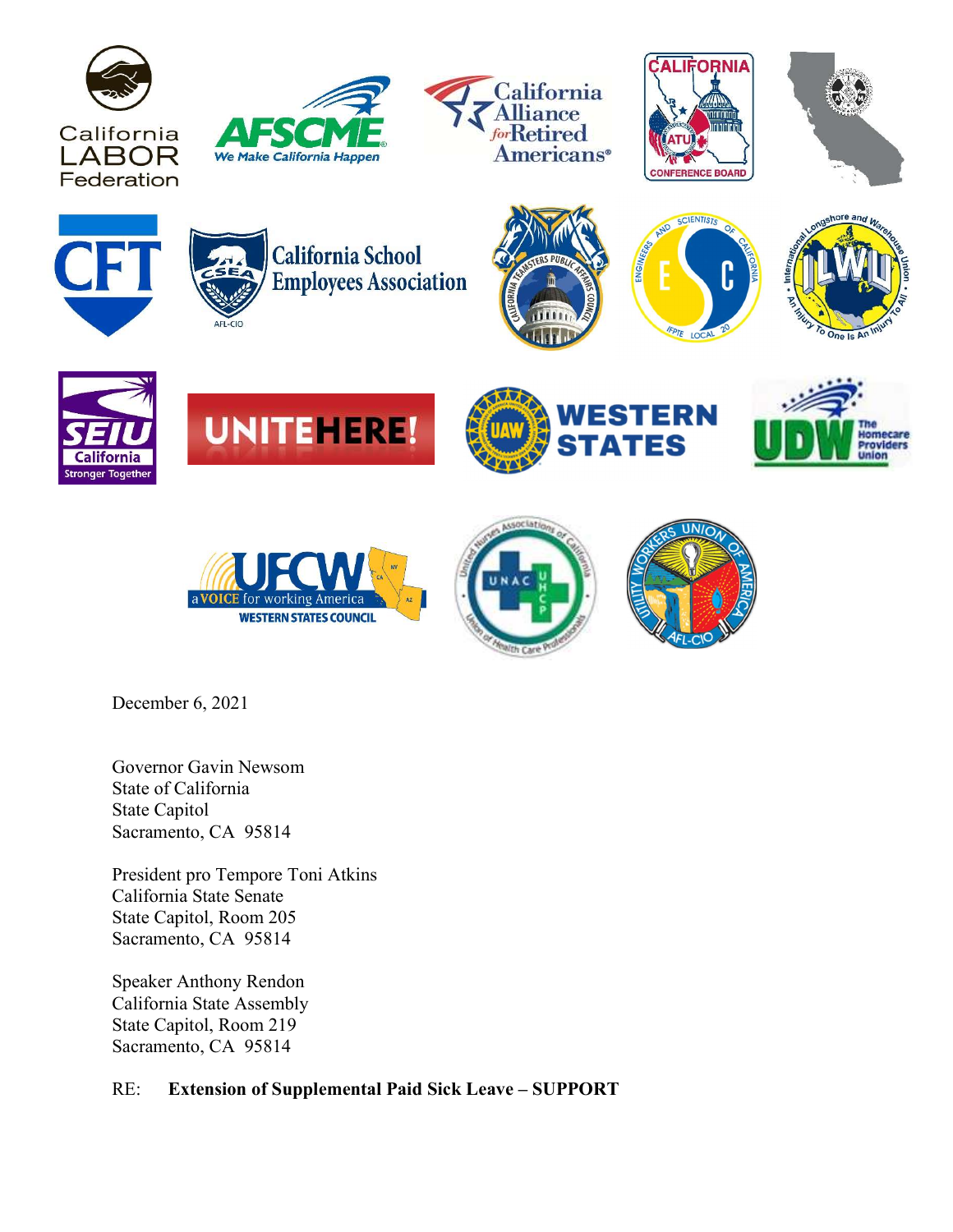December 6, 2021

Governor Gavin Newsom
State of California
State Capitol
Sacramento, CA 95814

President pro Tempore Toni Atkins
California State Senate
State Capitol, Room 205
Sacramento, CA 95814

Speaker Anthony Rendon
California State Assembly
State Capitol, Room 219
Sacramento, CA 95814

RE: **Extension of Supplemental Paid Sick Leave – SUPPORT**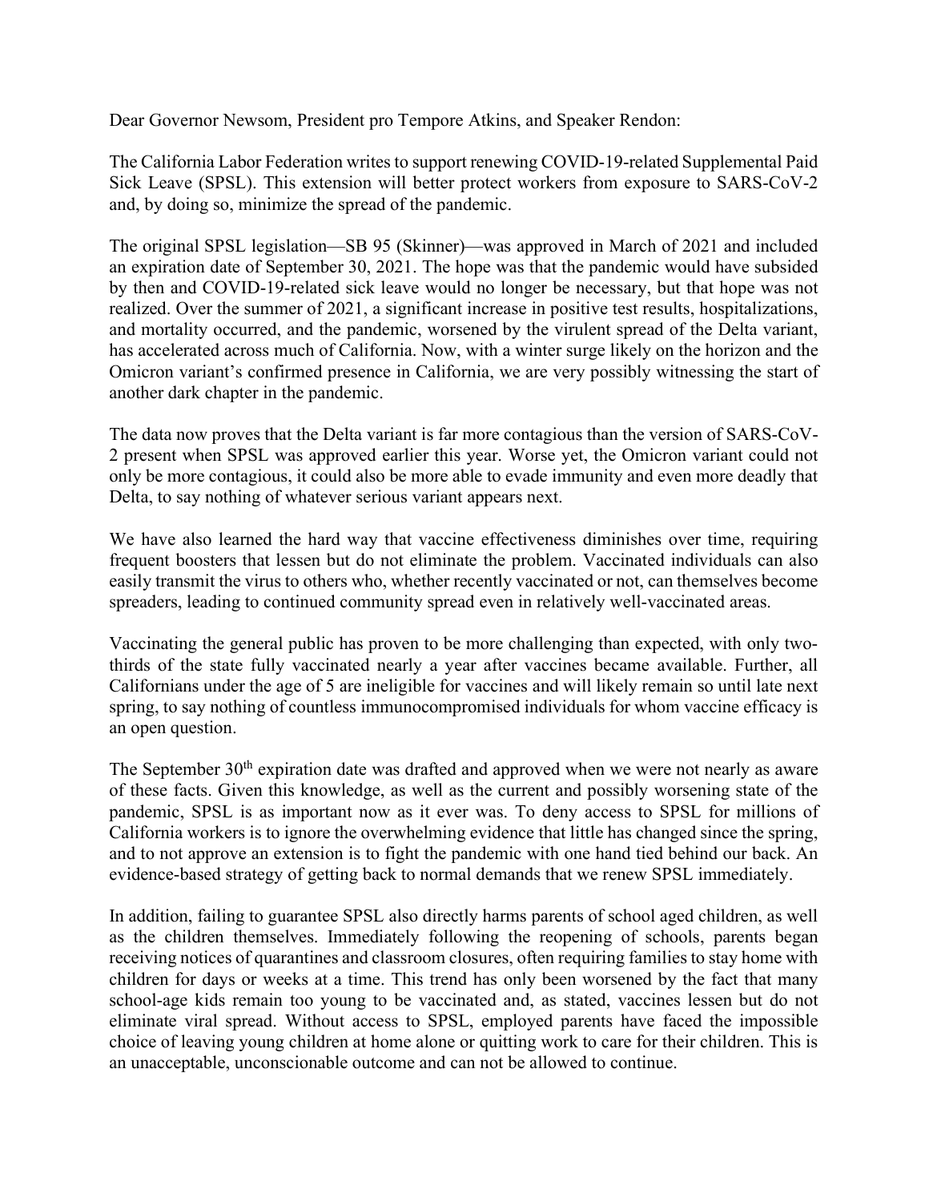Dear Governor Newsom, President pro Tempore Atkins, and Speaker Rendon:

The California Labor Federation writes to support renewing COVID-19-related Supplemental Paid Sick Leave (SPSL). This extension will better protect workers from exposure to SARS-CoV-2 and, by doing so, minimize the spread of the pandemic.

The original SPSL legislation—SB 95 (Skinner)—was approved in March of 2021 and included an expiration date of September 30, 2021. The hope was that the pandemic would have subsided by then and COVID-19-related sick leave would no longer be necessary, but that hope was not realized. Over the summer of 2021, a significant increase in positive test results, hospitalizations, and mortality occurred, and the pandemic, worsened by the virulent spread of the Delta variant, has accelerated across much of California. Now, with a winter surge likely on the horizon and the Omicron variant's confirmed presence in California, we are very possibly witnessing the start of another dark chapter in the pandemic.

The data now proves that the Delta variant is far more contagious than the version of SARS-CoV-2 present when SPSL was approved earlier this year. Worse yet, the Omicron variant could not only be more contagious, it could also be more able to evade immunity and even more deadly that Delta, to say nothing of whatever serious variant appears next.

We have also learned the hard way that vaccine effectiveness diminishes over time, requiring frequent boosters that lessen but do not eliminate the problem. Vaccinated individuals can also easily transmit the virus to others who, whether recently vaccinated or not, can themselves become spreaders, leading to continued community spread even in relatively well-vaccinated areas.

Vaccinating the general public has proven to be more challenging than expected, with only two-thirds of the state fully vaccinated nearly a year after vaccines became available. Further, all Californians under the age of 5 are ineligible for vaccines and will likely remain so until late next spring, to say nothing of countless immunocompromised individuals for whom vaccine efficacy is an open question.

The September 30th expiration date was drafted and approved when we were not nearly as aware of these facts. Given this knowledge, as well as the current and possibly worsening state of the pandemic, SPSL is as important now as it ever was. To deny access to SPSL for millions of California workers is to ignore the overwhelming evidence that little has changed since the spring, and to not approve an extension is to fight the pandemic with one hand tied behind our back. An evidence-based strategy of getting back to normal demands that we renew SPSL immediately.

In addition, failing to guarantee SPSL also directly harms parents of school aged children, as well as the children themselves. Immediately following the reopening of schools, parents began receiving notices of quarantines and classroom closures, often requiring families to stay home with children for days or weeks at a time. This trend has only been worsened by the fact that many school-age kids remain too young to be vaccinated and, as stated, vaccines lessen but do not eliminate viral spread. Without access to SPSL, employed parents have faced the impossible choice of leaving young children at home alone or quitting work to care for their children. This is an unacceptable, unconscionable outcome and can not be allowed to continue.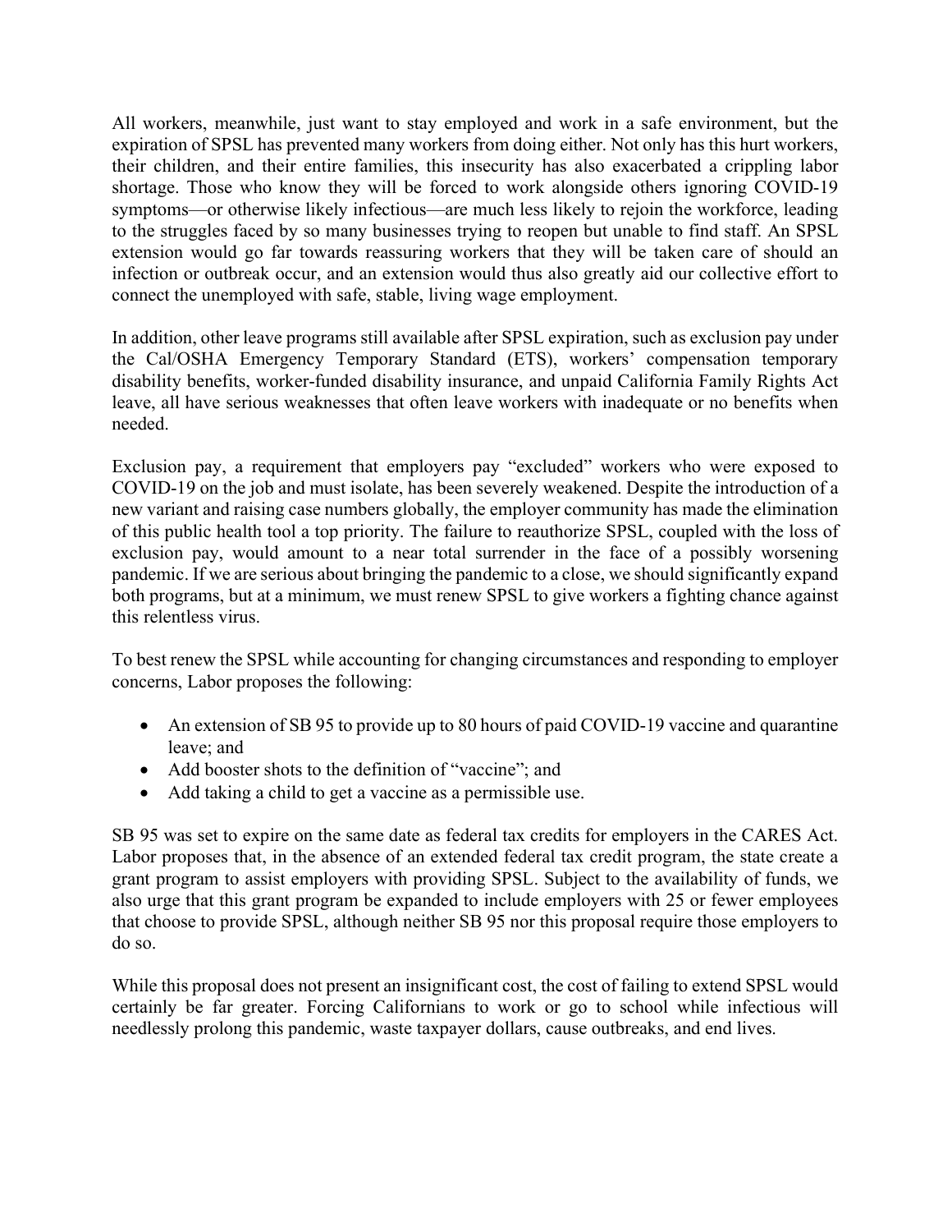All workers, meanwhile, just want to stay employed and work in a safe environment, but the expiration of SPSL has prevented many workers from doing either. Not only has this hurt workers, their children, and their entire families, this insecurity has also exacerbated a crippling labor shortage. Those who know they will be forced to work alongside others ignoring COVID-19 symptoms—or otherwise likely infectious—are much less likely to rejoin the workforce, leading to the struggles faced by so many businesses trying to reopen but unable to find staff. An SPSL extension would go far towards reassuring workers that they will be taken care of should an infection or outbreak occur, and an extension would thus also greatly aid our collective effort to connect the unemployed with safe, stable, living wage employment.

In addition, other leave programs still available after SPSL expiration, such as exclusion pay under the Cal/OSHA Emergency Temporary Standard (ETS), workers' compensation temporary disability benefits, worker-funded disability insurance, and unpaid California Family Rights Act leave, all have serious weaknesses that often leave workers with inadequate or no benefits when needed.

Exclusion pay, a requirement that employers pay "excluded" workers who were exposed to COVID-19 on the job and must isolate, has been severely weakened. Despite the introduction of a new variant and raising case numbers globally, the employer community has made the elimination of this public health tool a top priority. The failure to reauthorize SPSL, coupled with the loss of exclusion pay, would amount to a near total surrender in the face of a possibly worsening pandemic. If we are serious about bringing the pandemic to a close, we should significantly expand both programs, but at a minimum, we must renew SPSL to give workers a fighting chance against this relentless virus.

To best renew the SPSL while accounting for changing circumstances and responding to employer concerns, Labor proposes the following:

- An extension of SB 95 to provide up to 80 hours of paid COVID-19 vaccine and quarantine leave; and
- Add booster shots to the definition of "vaccine"; and
- Add taking a child to get a vaccine as a permissible use.

SB 95 was set to expire on the same date as federal tax credits for employers in the CARES Act. Labor proposes that, in the absence of an extended federal tax credit program, the state create a grant program to assist employers with providing SPSL. Subject to the availability of funds, we also urge that this grant program be expanded to include employers with 25 or fewer employees that choose to provide SPSL, although neither SB 95 nor this proposal require those employers to do so.

While this proposal does not present an insignificant cost, the cost of failing to extend SPSL would certainly be far greater. Forcing Californians to work or go to school while infectious will needlessly prolong this pandemic, waste taxpayer dollars, cause outbreaks, and end lives.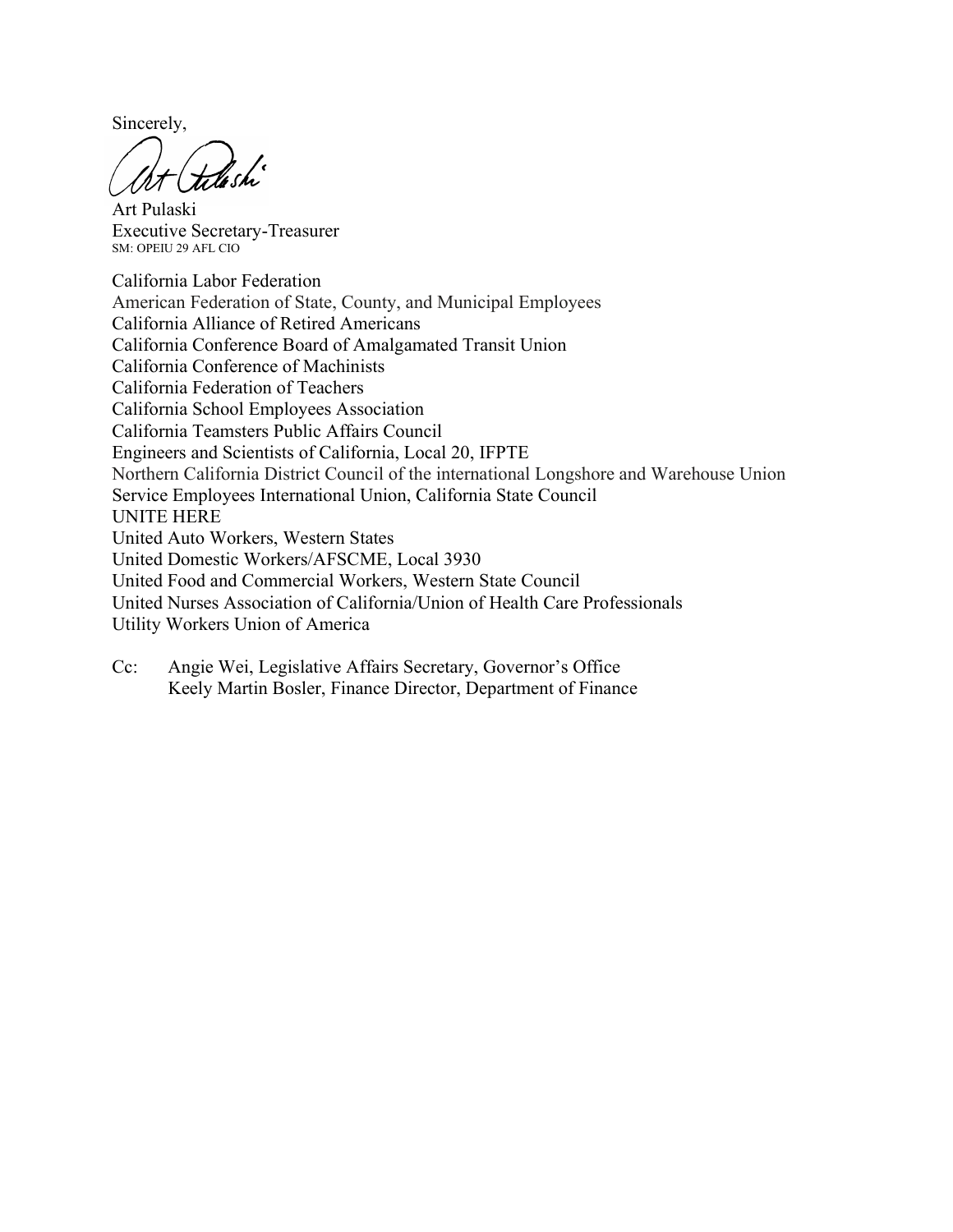Sincerely,

Art Pulaski
Executive Secretary-Treasurer
SM: OPEIU 29 AFL CIO

California Labor Federation
American Federation of State, County, and Municipal Employees
California Alliance of Retired Americans
California Conference Board of Amalgamated Transit Union
California Conference of Machinists
California Federation of Teachers
California School Employees Association
California Teamsters Public Affairs Council
Engineers and Scientists of California, Local 20, IFPTE
Northern California District Council of the international Longshore and Warehouse Union
Service Employees International Union, California State Council
UNITE HERE
United Auto Workers, Western States
United Domestic Workers/AFSCME, Local 3930
United Food and Commercial Workers, Western State Council
United Nurses Association of California/Union of Health Care Professionals
Utility Workers Union of America

Cc: Angie Wei, Legislative Affairs Secretary, Governor's Office
Keely Martin Bosler, Finance Director, Department of Finance